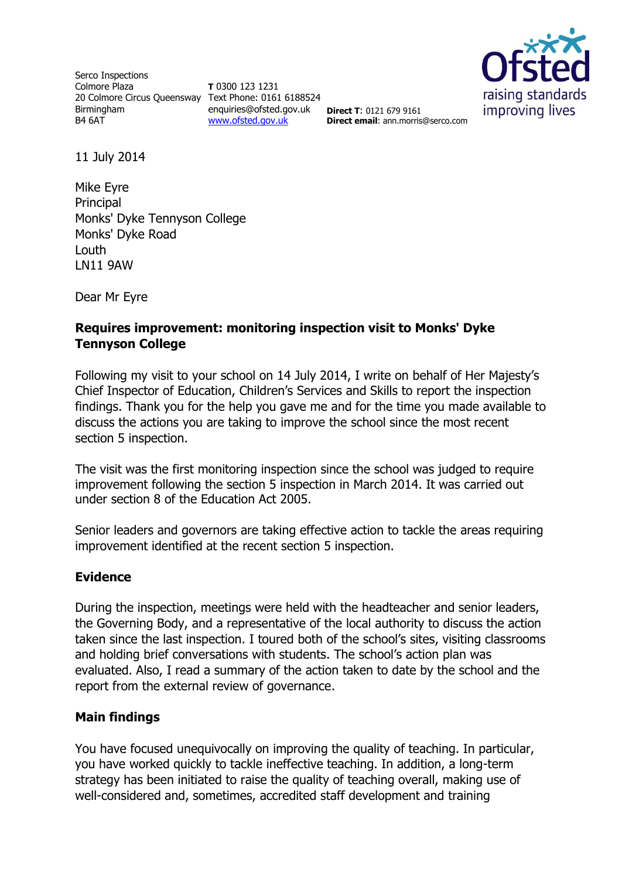Serco Inspections
Colmore Plaza
20 Colmore Circus Queensway
Birmingham
B4 6AT

**T** 0300 123 1231
Text Phone: 0161 6188524
enquiries@ofsted.gov.uk
www.ofsted.gov.uk

**Direct T**: 0121 679 9161
**Direct email**: ann.morris@serco.com

11 July 2014

Mike Eyre
Principal
Monks' Dyke Tennyson College
Monks' Dyke Road
Louth
LN11 9AW

Dear Mr Eyre

**Requires improvement: monitoring inspection visit to Monks' Dyke Tennyson College**

Following my visit to your school on 14 July 2014, I write on behalf of Her Majesty's Chief Inspector of Education, Children's Services and Skills to report the inspection findings. Thank you for the help you gave me and for the time you made available to discuss the actions you are taking to improve the school since the most recent section 5 inspection.

The visit was the first monitoring inspection since the school was judged to require improvement following the section 5 inspection in March 2014. It was carried out under section 8 of the Education Act 2005.

Senior leaders and governors are taking effective action to tackle the areas requiring improvement identified at the recent section 5 inspection.

## Evidence

During the inspection, meetings were held with the headteacher and senior leaders, the Governing Body, and a representative of the local authority to discuss the action taken since the last inspection. I toured both of the school's sites, visiting classrooms and holding brief conversations with students. The school's action plan was evaluated. Also, I read a summary of the action taken to date by the school and the report from the external review of governance.

## Main findings

You have focused unequivocally on improving the quality of teaching. In particular, you have worked quickly to tackle ineffective teaching. In addition, a long-term strategy has been initiated to raise the quality of teaching overall, making use of well-considered and, sometimes, accredited staff development and training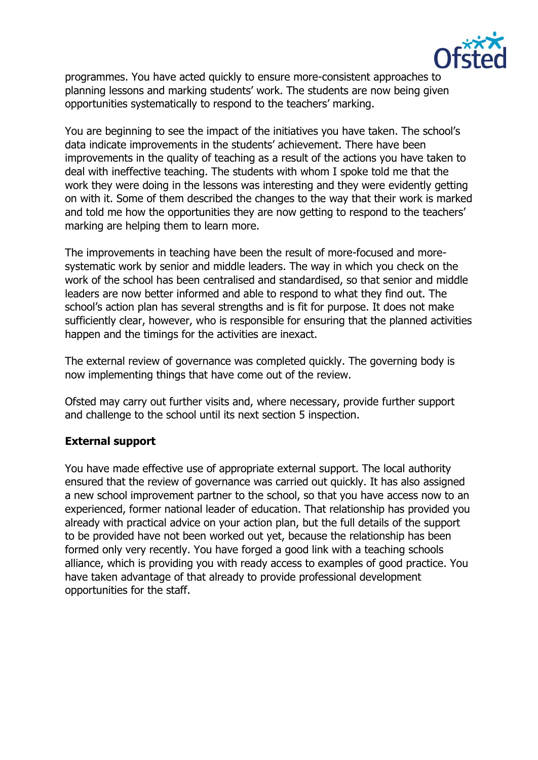programmes. You have acted quickly to ensure more-consistent approaches to planning lessons and marking students' work. The students are now being given opportunities systematically to respond to the teachers' marking.

You are beginning to see the impact of the initiatives you have taken. The school's data indicate improvements in the students' achievement. There have been improvements in the quality of teaching as a result of the actions you have taken to deal with ineffective teaching. The students with whom I spoke told me that the work they were doing in the lessons was interesting and they were evidently getting on with it. Some of them described the changes to the way that their work is marked and told me how the opportunities they are now getting to respond to the teachers' marking are helping them to learn more.

The improvements in teaching have been the result of more-focused and more-systematic work by senior and middle leaders. The way in which you check on the work of the school has been centralised and standardised, so that senior and middle leaders are now better informed and able to respond to what they find out. The school's action plan has several strengths and is fit for purpose. It does not make sufficiently clear, however, who is responsible for ensuring that the planned activities happen and the timings for the activities are inexact.

The external review of governance was completed quickly. The governing body is now implementing things that have come out of the review.

Ofsted may carry out further visits and, where necessary, provide further support and challenge to the school until its next section 5 inspection.

**External support**

You have made effective use of appropriate external support. The local authority ensured that the review of governance was carried out quickly. It has also assigned a new school improvement partner to the school, so that you have access now to an experienced, former national leader of education. That relationship has provided you already with practical advice on your action plan, but the full details of the support to be provided have not been worked out yet, because the relationship has been formed only very recently. You have forged a good link with a teaching schools alliance, which is providing you with ready access to examples of good practice. You have taken advantage of that already to provide professional development opportunities for the staff.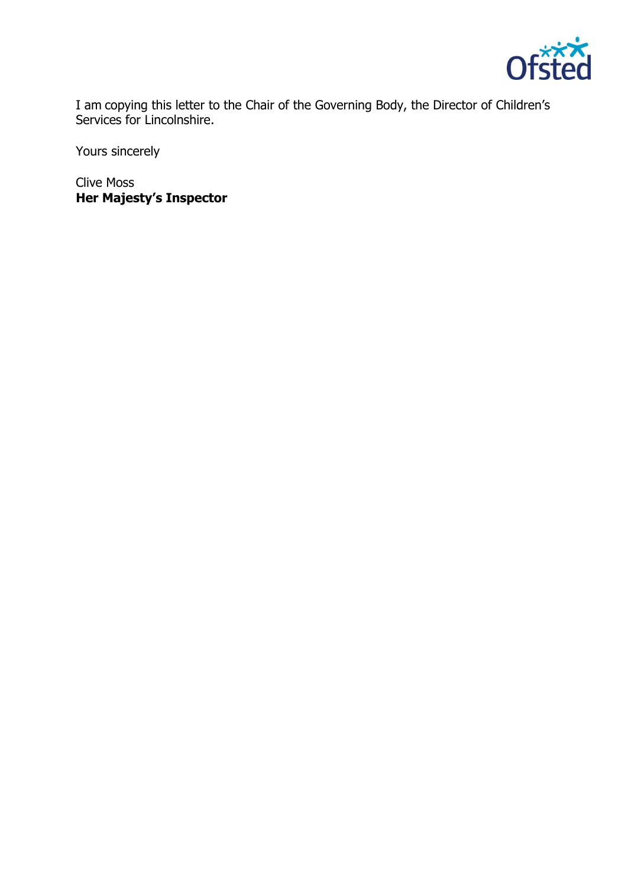I am copying this letter to the Chair of the Governing Body, the Director of Children's Services for Lincolnshire.

Yours sincerely

Clive Moss
**Her Majesty's Inspector**